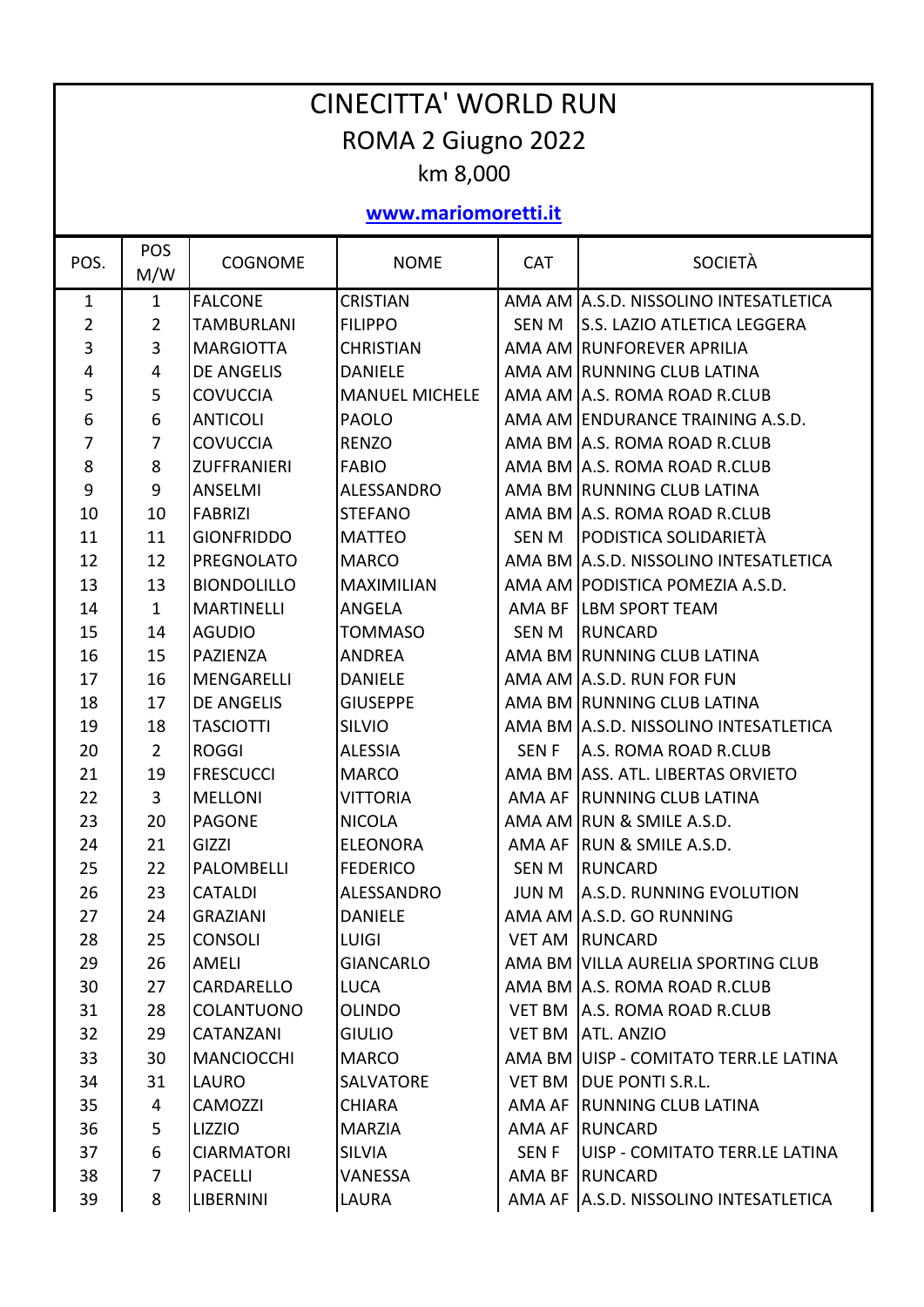# CINECITTA' WORLD RUN

## ROMA 2 Giugno 2022

### km 8,000

**www.mariomoretti.it**

| POS. | POS M/W | COGNOME | NOME | CAT | SOCIETÀ |
|---|---|---|---|---|---|
| 1 | 1 | FALCONE | CRISTIAN | AMA AM | A.S.D. NISSOLINO INTESATLETICA |
| 2 | 2 | TAMBURLANI | FILIPPO | SEN M | S.S. LAZIO ATLETICA LEGGERA |
| 3 | 3 | MARGIOTTA | CHRISTIAN | AMA AM | RUNFOREVER APRILIA |
| 4 | 4 | DE ANGELIS | DANIELE | AMA AM | RUNNING CLUB LATINA |
| 5 | 5 | COVUCCIA | MANUEL MICHELE | AMA AM | A.S. ROMA ROAD R.CLUB |
| 6 | 6 | ANTICOLI | PAOLO | AMA AM | ENDURANCE TRAINING A.S.D. |
| 7 | 7 | COVUCCIA | RENZO | AMA BM | A.S. ROMA ROAD R.CLUB |
| 8 | 8 | ZUFFRANIERI | FABIO | AMA BM | A.S. ROMA ROAD R.CLUB |
| 9 | 9 | ANSELMI | ALESSANDRO | AMA BM | RUNNING CLUB LATINA |
| 10 | 10 | FABRIZI | STEFANO | AMA BM | A.S. ROMA ROAD R.CLUB |
| 11 | 11 | GIONFRIDDO | MATTEO | SEN M | PODISTICA SOLIDARIETÀ |
| 12 | 12 | PREGNOLATO | MARCO | AMA BM | A.S.D. NISSOLINO INTESATLETICA |
| 13 | 13 | BIONDOLILLO | MAXIMILIAN | AMA AM | PODISTICA POMEZIA A.S.D. |
| 14 | 1 | MARTINELLI | ANGELA | AMA BF | LBM SPORT TEAM |
| 15 | 14 | AGUDIO | TOMMASO | SEN M | RUNCARD |
| 16 | 15 | PAZIENZA | ANDREA | AMA BM | RUNNING CLUB LATINA |
| 17 | 16 | MENGARELLI | DANIELE | AMA AM | A.S.D. RUN FOR FUN |
| 18 | 17 | DE ANGELIS | GIUSEPPE | AMA BM | RUNNING CLUB LATINA |
| 19 | 18 | TASCIOTTI | SILVIO | AMA BM | A.S.D. NISSOLINO INTESATLETICA |
| 20 | 2 | ROGGI | ALESSIA | SEN F | A.S. ROMA ROAD R.CLUB |
| 21 | 19 | FRESCUCCI | MARCO | AMA BM | ASS. ATL. LIBERTAS ORVIETO |
| 22 | 3 | MELLONI | VITTORIA | AMA AF | RUNNING CLUB LATINA |
| 23 | 20 | PAGONE | NICOLA | AMA AM | RUN & SMILE A.S.D. |
| 24 | 21 | GIZZI | ELEONORA | AMA AF | RUN & SMILE A.S.D. |
| 25 | 22 | PALOMBELLI | FEDERICO | SEN M | RUNCARD |
| 26 | 23 | CATALDI | ALESSANDRO | JUN M | A.S.D. RUNNING EVOLUTION |
| 27 | 24 | GRAZIANI | DANIELE | AMA AM | A.S.D. GO RUNNING |
| 28 | 25 | CONSOLI | LUIGI | VET AM | RUNCARD |
| 29 | 26 | AMELI | GIANCARLO | AMA BM | VILLA AURELIA SPORTING CLUB |
| 30 | 27 | CARDARELLO | LUCA | AMA BM | A.S. ROMA ROAD R.CLUB |
| 31 | 28 | COLANTUONO | OLINDO | VET BM | A.S. ROMA ROAD R.CLUB |
| 32 | 29 | CATANZANI | GIULIO | VET BM | ATL. ANZIO |
| 33 | 30 | MANCIOCCHI | MARCO | AMA BM | UISP - COMITATO TERR.LE LATINA |
| 34 | 31 | LAURO | SALVATORE | VET BM | DUE PONTI S.R.L. |
| 35 | 4 | CAMOZZI | CHIARA | AMA AF | RUNNING CLUB LATINA |
| 36 | 5 | LIZZIO | MARZIA | AMA AF | RUNCARD |
| 37 | 6 | CIARMATORI | SILVIA | SEN F | UISP - COMITATO TERR.LE LATINA |
| 38 | 7 | PACELLI | VANESSA | AMA BF | RUNCARD |
| 39 | 8 | LIBERNINI | LAURA | AMA AF | A.S.D. NISSOLINO INTESATLETICA |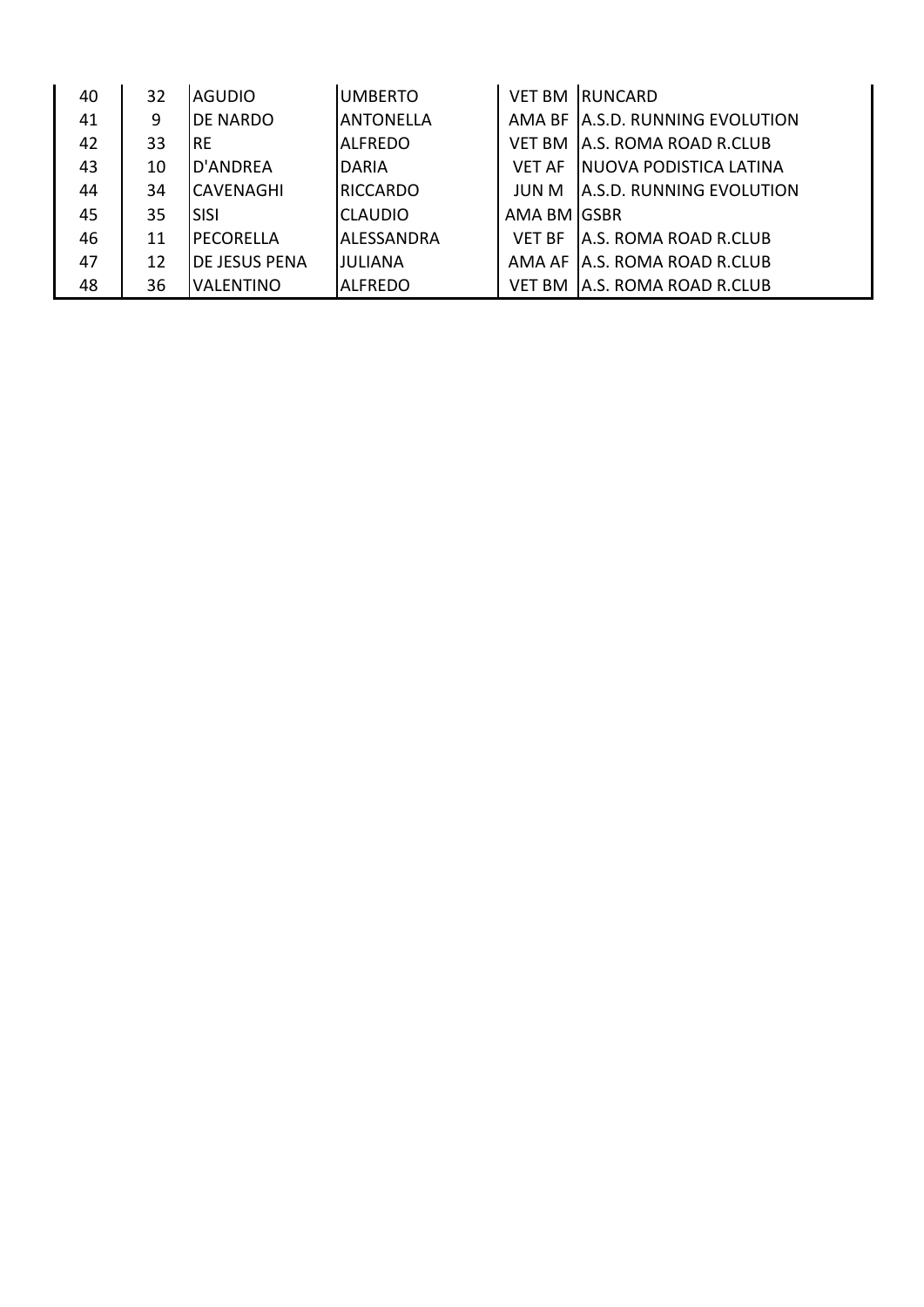| | | | | | |
|---|---|---|---|---|---|
| 40 | 32 | AGUDIO | UMBERTO | VET BM | RUNCARD |
| 41 | 9 | DE NARDO | ANTONELLA | AMA BF | A.S.D. RUNNING EVOLUTION |
| 42 | 33 | RE | ALFREDO | VET BM | A.S. ROMA ROAD R.CLUB |
| 43 | 10 | D'ANDREA | DARIA | VET AF | NUOVA PODISTICA LATINA |
| 44 | 34 | CAVENAGHI | RICCARDO | JUN M | A.S.D. RUNNING EVOLUTION |
| 45 | 35 | SISI | CLAUDIO | AMA BM | GSBR |
| 46 | 11 | PECORELLA | ALESSANDRA | VET BF | A.S. ROMA ROAD R.CLUB |
| 47 | 12 | DE JESUS PENA | JULIANA | AMA AF | A.S. ROMA ROAD R.CLUB |
| 48 | 36 | VALENTINO | ALFREDO | VET BM | A.S. ROMA ROAD R.CLUB |